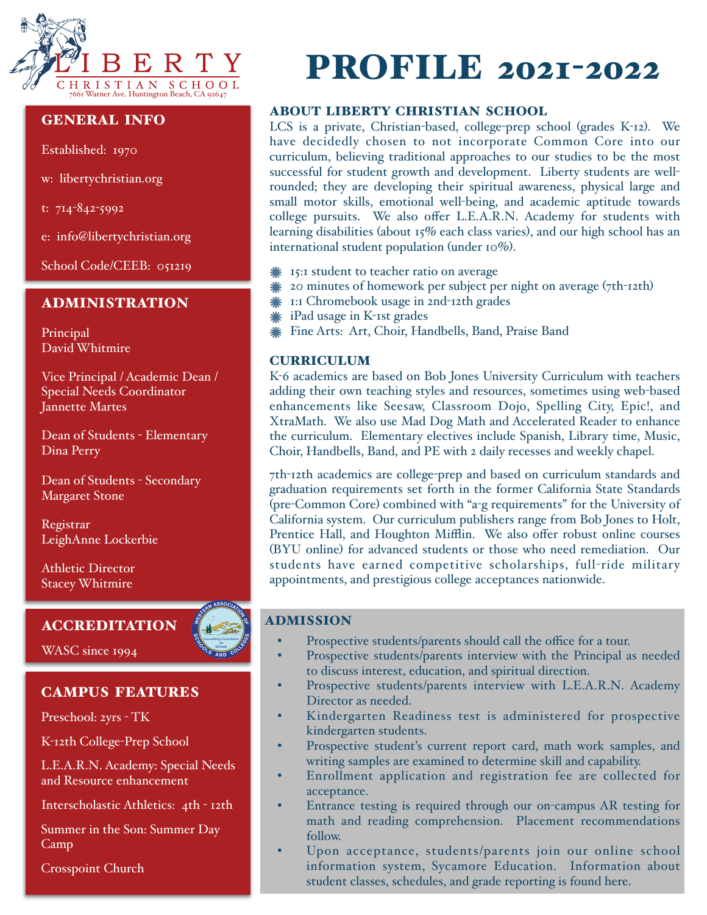# LIBERTY CHRISTIAN SCHOOL

7661 Warner Ave. Huntington Beach, CA 92647

# PROFILE 2021-2022

## GENERAL INFO

Established: 1970

w: libertychristian.org

t: 714-842-5992

e: info@libertychristian.org

School Code/CEEB: 051219

## ADMINISTRATION

Principal
David Whitmire

Vice Principal / Academic Dean / Special Needs Coordinator
Jannette Martes

Dean of Students - Elementary
Dina Perry

Dean of Students - Secondary
Margaret Stone

Registrar
LeighAnne Lockerbie

Athletic Director
Stacey Whitmire

## ACCREDITATION

WASC since 1994

## CAMPUS FEATURES

Preschool: 2yrs - TK

K-12th College-Prep School

L.E.A.R.N. Academy: Special Needs and Resource enhancement

Interscholastic Athletics: 4th - 12th

Summer in the Son: Summer Day Camp

Crosspoint Church

## ABOUT LIBERTY CHRISTIAN SCHOOL

LCS is a private, Christian-based, college-prep school (grades K-12). We have decidedly chosen to not incorporate Common Core into our curriculum, believing traditional approaches to our studies to be the most successful for student growth and development. Liberty students are well-rounded; they are developing their spiritual awareness, physical large and small motor skills, emotional well-being, and academic aptitude towards college pursuits. We also offer L.E.A.R.N. Academy for students with learning disabilities (about 15% each class varies), and our high school has an international student population (under 10%).

- 15:1 student to teacher ratio on average
- 20 minutes of homework per subject per night on average (7th-12th)
- 1:1 Chromebook usage in 2nd-12th grades
- iPad usage in K-1st grades
- Fine Arts: Art, Choir, Handbells, Band, Praise Band

## CURRICULUM

K-6 academics are based on Bob Jones University Curriculum with teachers adding their own teaching styles and resources, sometimes using web-based enhancements like Seesaw, Classroom Dojo, Spelling City, Epic!, and XtraMath. We also use Mad Dog Math and Accelerated Reader to enhance the curriculum. Elementary electives include Spanish, Library time, Music, Choir, Handbells, Band, and PE with 2 daily recesses and weekly chapel.

7th-12th academics are college-prep and based on curriculum standards and graduation requirements set forth in the former California State Standards (pre-Common Core) combined with "a-g requirements" for the University of California system. Our curriculum publishers range from Bob Jones to Holt, Prentice Hall, and Houghton Mifflin. We also offer robust online courses (BYU online) for advanced students or those who need remediation. Our students have earned competitive scholarships, full-ride military appointments, and prestigious college acceptances nationwide.

## ADMISSION

- Prospective students/parents should call the office for a tour.
- Prospective students/parents interview with the Principal as needed to discuss interest, education, and spiritual direction.
- Prospective students/parents interview with L.E.A.R.N. Academy Director as needed.
- Kindergarten Readiness test is administered for prospective kindergarten students.
- Prospective student's current report card, math work samples, and writing samples are examined to determine skill and capability.
- Enrollment application and registration fee are collected for acceptance.
- Entrance testing is required through our on-campus AR testing for math and reading comprehension. Placement recommendations follow.
- Upon acceptance, students/parents join our online school information system, Sycamore Education. Information about student classes, schedules, and grade reporting is found here.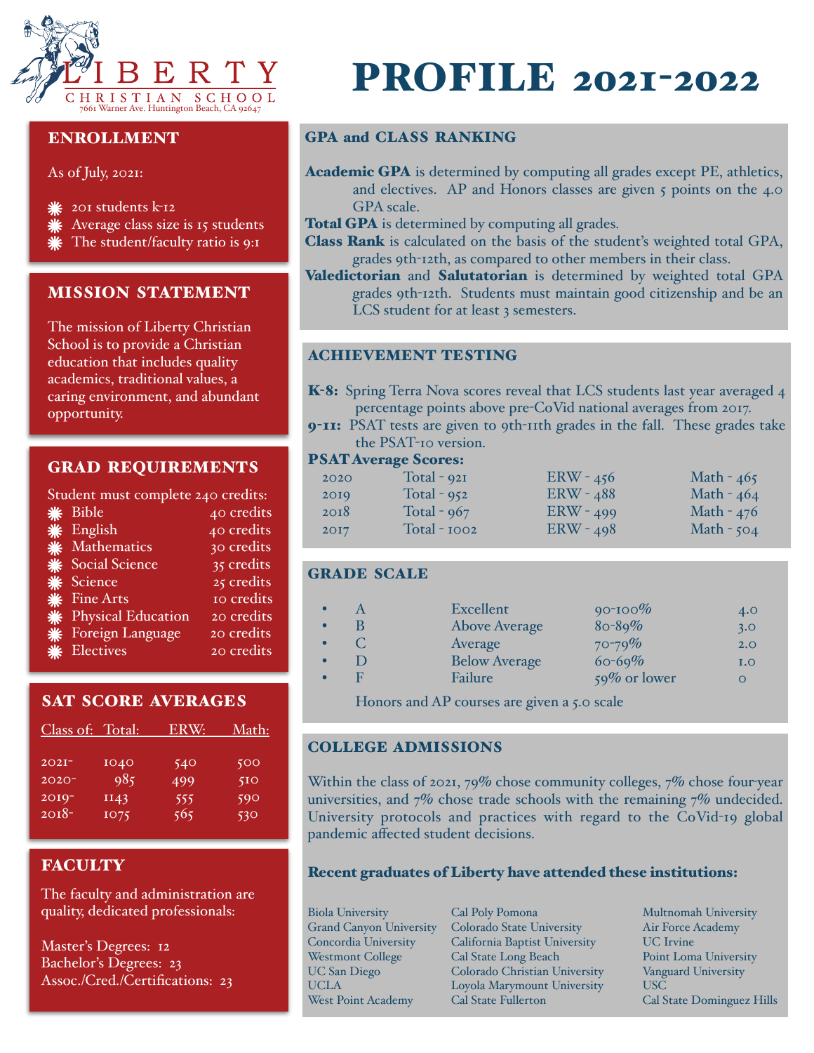LIBERTY CHRISTIAN SCHOOL
7661 Warner Ave. Huntington Beach, CA 92647

# PROFILE 2021-2022

## ENROLLMENT

As of July, 2021:

- 201 students k-12
- Average class size is 15 students
- The student/faculty ratio is 9:1

## MISSION STATEMENT

The mission of Liberty Christian School is to provide a Christian education that includes quality academics, traditional values, a caring environment, and abundant opportunity.

## GRAD REQUIREMENTS

Student must complete 240 credits:

| | |
|---|---|
| Bible | 40 credits |
| English | 40 credits |
| Mathematics | 30 credits |
| Social Science | 35 credits |
| Science | 25 credits |
| Fine Arts | 10 credits |
| Physical Education | 20 credits |
| Foreign Language | 20 credits |
| Electives | 20 credits |

## SAT SCORE AVERAGES

| Class of: | Total: | ERW: | Math: |
|---|---|---|---|
| 2021- | 1040 | 540 | 500 |
| 2020- | 985 | 499 | 510 |
| 2019- | 1143 | 555 | 590 |
| 2018- | 1075 | 565 | 530 |

## FACULTY

The faculty and administration are quality, dedicated professionals:

Master's Degrees: 12
Bachelor's Degrees: 23
Assoc./Cred./Certifications: 23

## GPA and CLASS RANKING

**Academic GPA** is determined by computing all grades except PE, athletics, and electives. AP and Honors classes are given 5 points on the 4.0 GPA scale.

**Total GPA** is determined by computing all grades.

**Class Rank** is calculated on the basis of the student's weighted total GPA, grades 9th-12th, as compared to other members in their class.

**Valedictorian** and **Salutatorian** is determined by weighted total GPA grades 9th-12th. Students must maintain good citizenship and be an LCS student for at least 3 semesters.

## ACHIEVEMENT TESTING

**K-8:** Spring Terra Nova scores reveal that LCS students last year averaged 4 percentage points above pre-CoVid national averages from 2017.

**9-11:** PSAT tests are given to 9th-11th grades in the fall. These grades take the PSAT-10 version.

**PSAT Average Scores:**

| | | | |
|---|---|---|---|
| 2020 | Total - 921 | ERW - 456 | Math - 465 |
| 2019 | Total - 952 | ERW - 488 | Math - 464 |
| 2018 | Total - 967 | ERW - 499 | Math - 476 |
| 2017 | Total - 1002 | ERW - 498 | Math - 504 |

## GRADE SCALE

| | | | |
|---|---|---|---|
| A | Excellent | 90-100% | 4.0 |
| B | Above Average | 80-89% | 3.0 |
| C | Average | 70-79% | 2.0 |
| D | Below Average | 60-69% | 1.0 |
| F | Failure | 59% or lower | 0 |

Honors and AP courses are given a 5.0 scale

## COLLEGE ADMISSIONS

Within the class of 2021, 79% chose community colleges, 7% chose four-year universities, and 7% chose trade schools with the remaining 7% undecided. University protocols and practices with regard to the CoVid-19 global pandemic affected student decisions.

### Recent graduates of Liberty have attended these institutions:

- Biola University
- Grand Canyon University
- Concordia University
- Westmont College
- UC San Diego
- UCLA
- West Point Academy
- Cal Poly Pomona
- Colorado State University
- California Baptist University
- Cal State Long Beach
- Colorado Christian University
- Loyola Marymount University
- Cal State Fullerton
- Multnomah University
- Air Force Academy
- UC Irvine
- Point Loma University
- Vanguard University
- USC
- Cal State Dominguez Hills